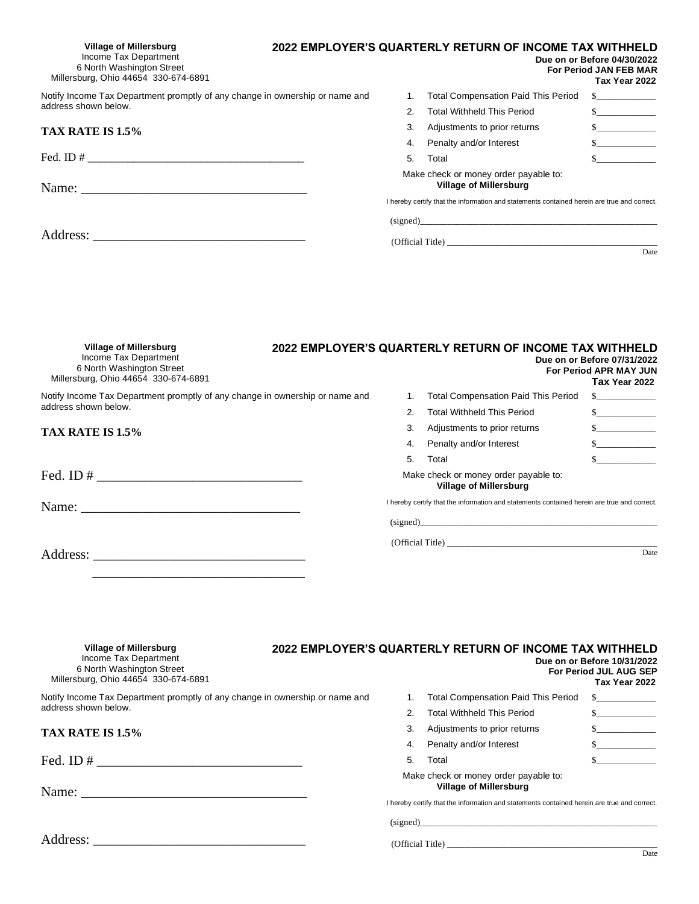**Village of Millersburg**
Income Tax Department
6 North Washington Street
Millersburg, Ohio 44654 330-674-6891

## 2022 EMPLOYER'S QUARTERLY RETURN OF INCOME TAX WITHHELD

**Due on or Before 04/30/2022**
**For Period JAN FEB MAR**
**Tax Year 2022**

Notify Income Tax Department promptly of any change in ownership or name and address shown below.

**TAX RATE IS 1.5%**

Fed. ID # ______________________________________

Name: __________________________________

Address: _______________________________

| | | |
|---|---|---|
| 1. | Total Compensation Paid This Period | $____________ |
| 2. | Total Withheld This Period | $____________ |
| 3. | Adjustments to prior returns | $____________ |
| 4. | Penalty and/or Interest | $____________ |
| 5. | Total | $____________ |

Make check or money order payable to:
**Village of Millersburg**

I hereby certify that the information and statements contained herein are true and correct.

(signed)______________________________________________________

(Official Title) _______________________________________________
Date

---

**Village of Millersburg**
Income Tax Department
6 North Washington Street
Millersburg, Ohio 44654 330-674-6891

## 2022 EMPLOYER'S QUARTERLY RETURN OF INCOME TAX WITHHELD

**Due on or Before 07/31/2022**
**For Period APR MAY JUN**
**Tax Year 2022**

Notify Income Tax Department promptly of any change in ownership or name and address shown below.

**TAX RATE IS 1.5%**

Fed. ID # ______________________________

Name: ________________________________

Address: _______________________________
_______________________________

| | | |
|---|---|---|
| 1. | Total Compensation Paid This Period | $____________ |
| 2. | Total Withheld This Period | $____________ |
| 3. | Adjustments to prior returns | $____________ |
| 4. | Penalty and/or Interest | $____________ |
| 5. | Total | $____________ |

Make check or money order payable to:
**Village of Millersburg**

I hereby certify that the information and statements contained herein are true and correct.

(signed)______________________________________________________

(Official Title) _______________________________________________
Date

---

**Village of Millersburg**
Income Tax Department
6 North Washington Street
Millersburg, Ohio 44654 330-674-6891

## 2022 EMPLOYER'S QUARTERLY RETURN OF INCOME TAX WITHHELD

**Due on or Before 10/31/2022**
**For Period JUL AUG SEP**
**Tax Year 2022**

Notify Income Tax Department promptly of any change in ownership or name and address shown below.

**TAX RATE IS 1.5%**

Fed. ID # ______________________________

Name: __________________________________

Address: _______________________________

| | | |
|---|---|---|
| 1. | Total Compensation Paid This Period | $____________ |
| 2. | Total Withheld This Period | $____________ |
| 3. | Adjustments to prior returns | $____________ |
| 4. | Penalty and/or Interest | $____________ |
| 5. | Total | $____________ |

Make check or money order payable to:
**Village of Millersburg**

I hereby certify that the information and statements contained herein are true and correct.

(signed)______________________________________________________

(Official Title) _______________________________________________
Date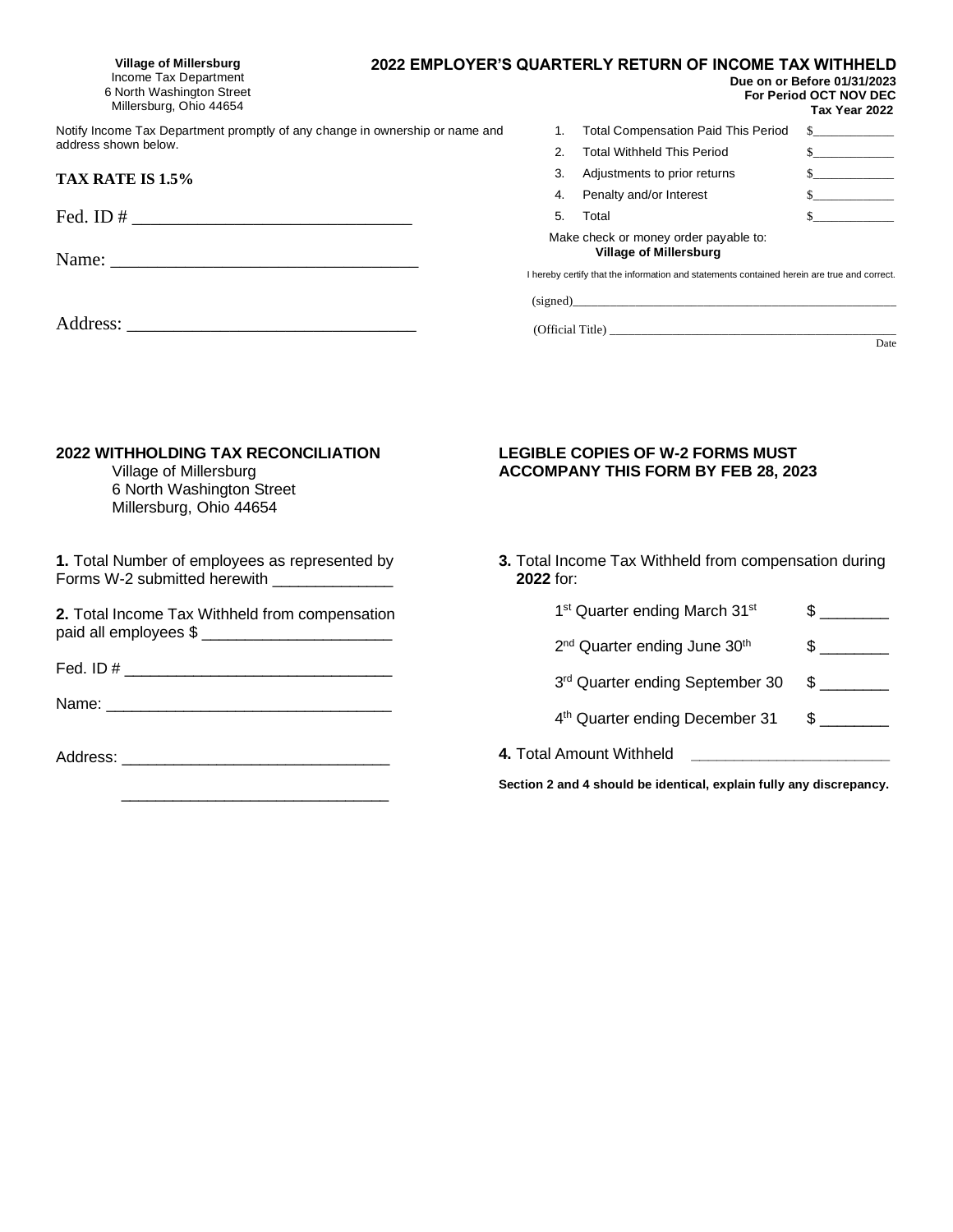**Village of Millersburg**
Income Tax Department
6 North Washington Street
Millersburg, Ohio 44654

## 2022 EMPLOYER'S QUARTERLY RETURN OF INCOME TAX WITHHELD

**Due on or Before 01/31/2023**
**For Period OCT NOV DEC**
**Tax Year 2022**

Notify Income Tax Department promptly of any change in ownership or name and address shown below.

**TAX RATE IS 1.5%**

Fed. ID # ______________________________

Name: ________________________________

Address: ______________________________

| | | |
|---|---|---|
| 1. | Total Compensation Paid This Period | $____________ |
| 2. | Total Withheld This Period | $____________ |
| 3. | Adjustments to prior returns | $____________ |
| 4. | Penalty and/or Interest | $____________ |
| 5. | Total | $____________ |

Make check or money order payable to:
**Village of Millersburg**

I hereby certify that the information and statements contained herein are true and correct.

(signed)________________________________________________

(Official Title) ____________________________________________ Date

## 2022 WITHHOLDING TAX RECONCILIATION

Village of Millersburg
6 North Washington Street
Millersburg, Ohio 44654

**LEGIBLE COPIES OF W-2 FORMS MUST ACCOMPANY THIS FORM BY FEB 28, 2023**

**1.** Total Number of employees as represented by Forms W-2 submitted herewith _____________

**2.** Total Income Tax Withheld from compensation paid all employees $ _____________________

Fed. ID # ______________________________

Name: ________________________________

Address: ______________________________

______________________________

**3.** Total Income Tax Withheld from compensation during **2022** for:

| | |
|---|---|
| 1st Quarter ending March 31st | $ ________ |
| 2nd Quarter ending June 30th | $ ________ |
| 3rd Quarter ending September 30 | $ ________ |
| 4th Quarter ending December 31 | $ ________ |

**4.** Total Amount Withheld ______________________

**Section 2 and 4 should be identical, explain fully any discrepancy.**